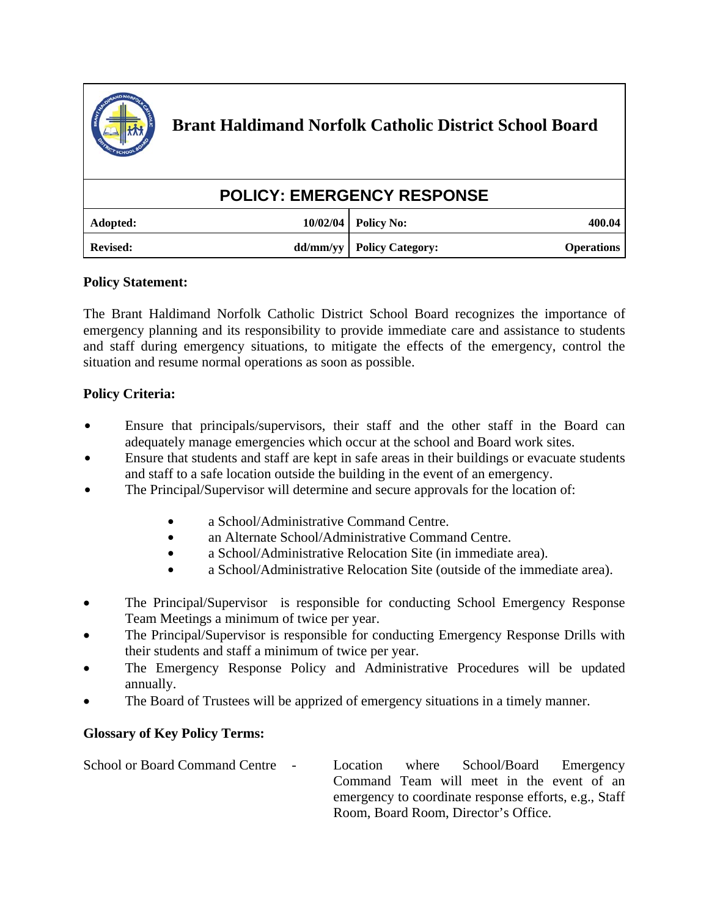# Brant Haldimand Norfolk Catholic District School Board

## POLICY: EMERGENCY RESPONSE

| Adopted: | 10/02/04 | Policy No: | 400.04 |
|---|---|---|---|
| Revised: | dd/mm/yy | Policy Category: | Operations |

**Policy Statement:**

The Brant Haldimand Norfolk Catholic District School Board recognizes the importance of emergency planning and its responsibility to provide immediate care and assistance to students and staff during emergency situations, to mitigate the effects of the emergency, control the situation and resume normal operations as soon as possible.

**Policy Criteria:**

- Ensure that principals/supervisors, their staff and the other staff in the Board can adequately manage emergencies which occur at the school and Board work sites.
- Ensure that students and staff are kept in safe areas in their buildings or evacuate students and staff to a safe location outside the building in the event of an emergency.
- The Principal/Supervisor will determine and secure approvals for the location of:
  - a School/Administrative Command Centre.
  - an Alternate School/Administrative Command Centre.
  - a School/Administrative Relocation Site (in immediate area).
  - a School/Administrative Relocation Site (outside of the immediate area).
- The Principal/Supervisor is responsible for conducting School Emergency Response Team Meetings a minimum of twice per year.
- The Principal/Supervisor is responsible for conducting Emergency Response Drills with their students and staff a minimum of twice per year.
- The Emergency Response Policy and Administrative Procedures will be updated annually.
- The Board of Trustees will be apprized of emergency situations in a timely manner.

**Glossary of Key Policy Terms:**

School or Board Command Centre - Location where School/Board Emergency Command Team will meet in the event of an emergency to coordinate response efforts, e.g., Staff Room, Board Room, Director's Office.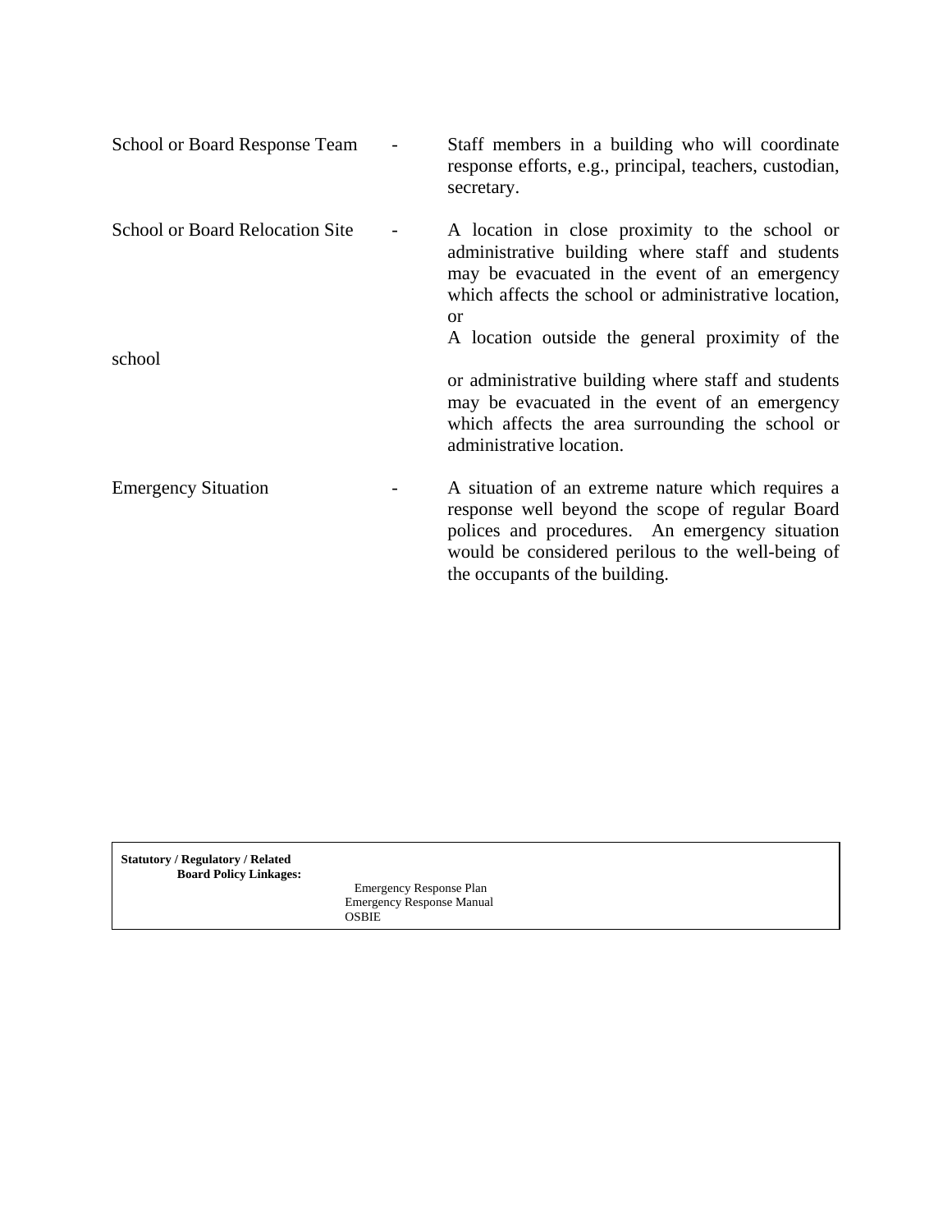| | | |
|---|---|---|
| School or Board Response Team | - | Staff members in a building who will coordinate response efforts, e.g., principal, teachers, custodian, secretary. |
| School or Board Relocation Site | - | A location in close proximity to the school or administrative building where staff and students may be evacuated in the event of an emergency which affects the school or administrative location, or<br>A location outside the general proximity of the school or administrative building where staff and students may be evacuated in the event of an emergency which affects the area surrounding the school or administrative location. |
| Emergency Situation | - | A situation of an extreme nature which requires a response well beyond the scope of regular Board polices and procedures. An emergency situation would be considered perilous to the well-being of the occupants of the building. |

**Statutory / Regulatory / Related Board Policy Linkages:**

Emergency Response Plan
Emergency Response Manual
OSBIE